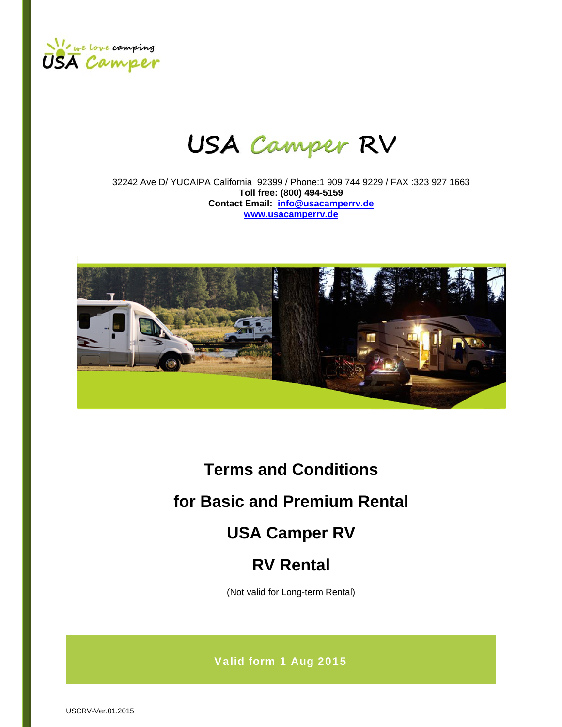we love camping
USA Camper

# USA Camper RV

32242 Ave D/ YUCAIPA California 92399 / Phone:1 909 744 9229 / FAX :323 927 1663
**Toll free: (800) 494-5159**
**Contact Email: info@usacamperrv.de**
**www.usacamperrv.de**

# Terms and Conditions

# for Basic and Premium Rental

# USA Camper RV

# RV Rental

(Not valid for Long-term Rental)

**Valid form 1 Aug 2015**

USCRV-Ver.01.2015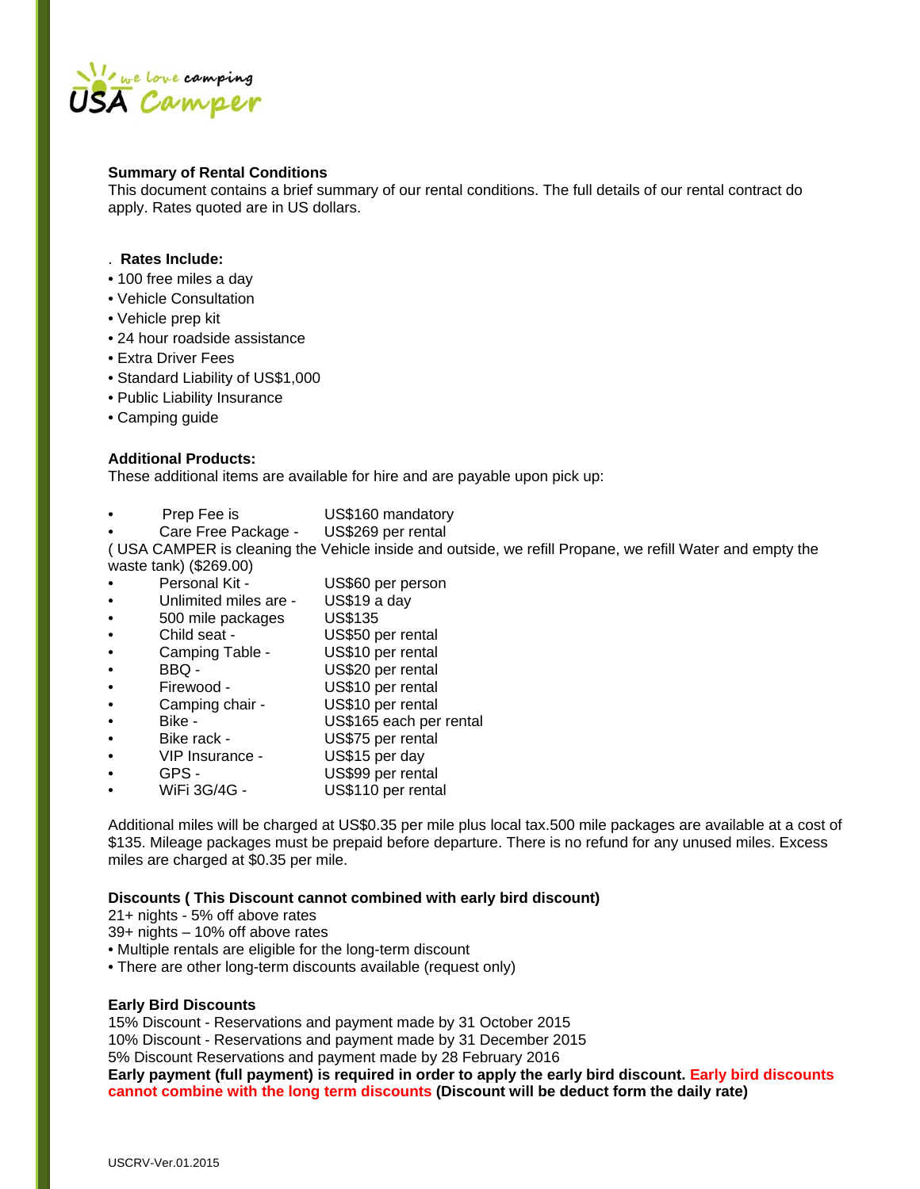**Summary of Rental Conditions**

This document contains a brief summary of our rental conditions. The full details of our rental contract do apply. Rates quoted are in US dollars.

. **Rates Include:**

- 100 free miles a day
- Vehicle Consultation
- Vehicle prep kit
- 24 hour roadside assistance
- Extra Driver Fees
- Standard Liability of US$1,000
- Public Liability Insurance
- Camping guide

**Additional Products:**

These additional items are available for hire and are payable upon pick up:

- Prep Fee is US$160 mandatory
- Care Free Package - US$269 per rental

( USA CAMPER is cleaning the Vehicle inside and outside, we refill Propane, we refill Water and empty the waste tank) ($269.00)

- Personal Kit - US$60 per person
- Unlimited miles are - US$19 a day
- 500 mile packages US$135
- Child seat - US$50 per rental
- Camping Table - US$10 per rental
- BBQ - US$20 per rental
- Firewood - US$10 per rental
- Camping chair - US$10 per rental
- Bike - US$165 each per rental
- Bike rack - US$75 per rental
- VIP Insurance - US$15 per day
- GPS - US$99 per rental
- WiFi 3G/4G - US$110 per rental

Additional miles will be charged at US$0.35 per mile plus local tax.500 mile packages are available at a cost of $135. Mileage packages must be prepaid before departure. There is no refund for any unused miles. Excess miles are charged at $0.35 per mile.

**Discounts ( This Discount cannot combined with early bird discount)**

21+ nights - 5% off above rates
39+ nights – 10% off above rates

- Multiple rentals are eligible for the long-term discount
- There are other long-term discounts available (request only)

**Early Bird Discounts**

15% Discount - Reservations and payment made by 31 October 2015
10% Discount - Reservations and payment made by 31 December 2015
5% Discount Reservations and payment made by 28 February 2016
**Early payment (full payment) is required in order to apply the early bird discount. Early bird discounts cannot combine with the long term discounts (Discount will be deduct form the daily rate)**

USCRV-Ver.01.2015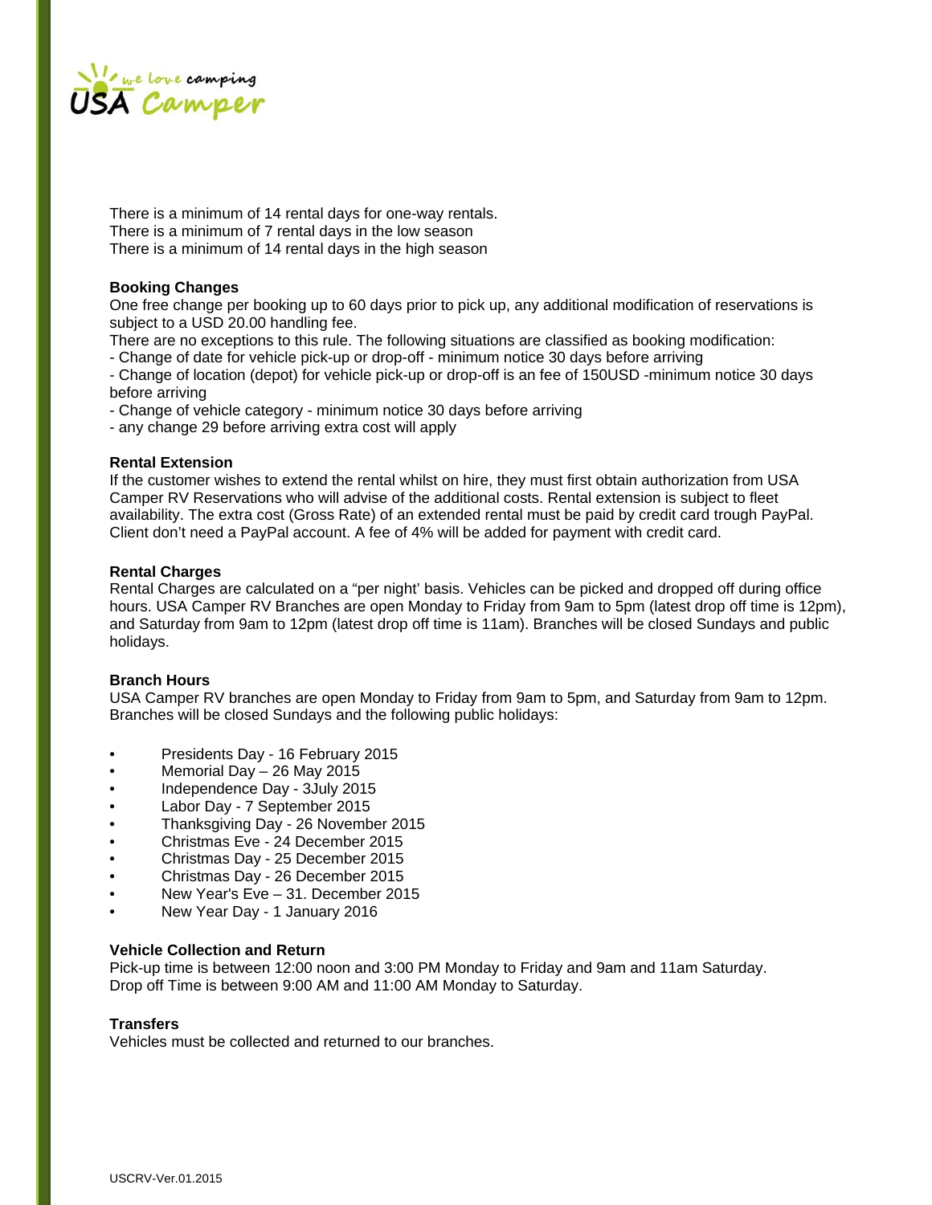There is a minimum of 14 rental days for one-way rentals.
There is a minimum of 7 rental days in the low season
There is a minimum of 14 rental days in the high season

**Booking Changes**

One free change per booking up to 60 days prior to pick up, any additional modification of reservations is subject to a USD 20.00 handling fee.
There are no exceptions to this rule. The following situations are classified as booking modification:
- Change of date for vehicle pick-up or drop-off - minimum notice 30 days before arriving
- Change of location (depot) for vehicle pick-up or drop-off is an fee of 150USD -minimum notice 30 days before arriving
- Change of vehicle category - minimum notice 30 days before arriving
- any change 29 before arriving extra cost will apply

**Rental Extension**

If the customer wishes to extend the rental whilst on hire, they must first obtain authorization from USA Camper RV Reservations who will advise of the additional costs. Rental extension is subject to fleet availability. The extra cost (Gross Rate) of an extended rental must be paid by credit card trough PayPal. Client don't need a PayPal account. A fee of 4% will be added for payment with credit card.

**Rental Charges**

Rental Charges are calculated on a "per night' basis. Vehicles can be picked and dropped off during office hours. USA Camper RV Branches are open Monday to Friday from 9am to 5pm (latest drop off time is 12pm), and Saturday from 9am to 12pm (latest drop off time is 11am). Branches will be closed Sundays and public holidays.

**Branch Hours**

USA Camper RV branches are open Monday to Friday from 9am to 5pm, and Saturday from 9am to 12pm. Branches will be closed Sundays and the following public holidays:

- Presidents Day - 16 February 2015
- Memorial Day – 26 May 2015
- Independence Day - 3July 2015
- Labor Day - 7 September 2015
- Thanksgiving Day - 26 November 2015
- Christmas Eve - 24 December 2015
- Christmas Day - 25 December 2015
- Christmas Day - 26 December 2015
- New Year's Eve – 31. December 2015
- New Year Day - 1 January 2016

**Vehicle Collection and Return**

Pick-up time is between 12:00 noon and 3:00 PM Monday to Friday and 9am and 11am Saturday.
Drop off Time is between 9:00 AM and 11:00 AM Monday to Saturday.

**Transfers**

Vehicles must be collected and returned to our branches.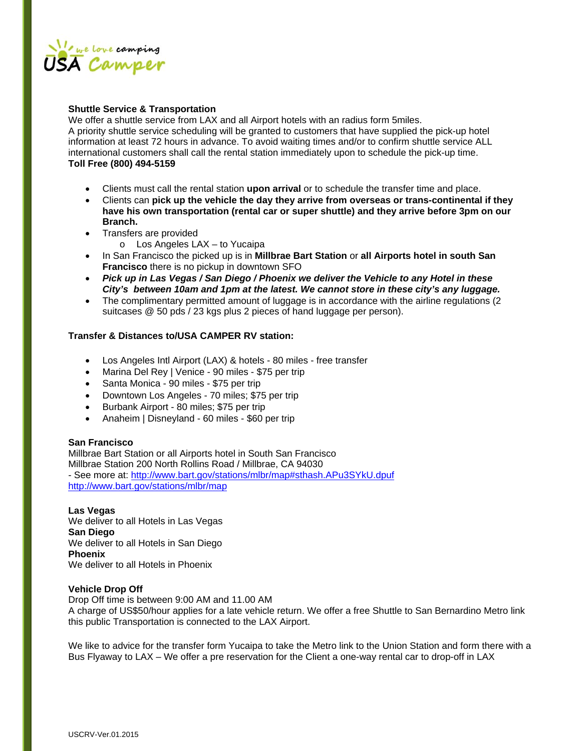**Shuttle Service & Transportation**

We offer a shuttle service from LAX and all Airport hotels with an radius form 5miles.
A priority shuttle service scheduling will be granted to customers that have supplied the pick-up hotel information at least 72 hours in advance. To avoid waiting times and/or to confirm shuttle service ALL international customers shall call the rental station immediately upon to schedule the pick-up time.
**Toll Free (800) 494-5159**

- Clients must call the rental station **upon arrival** or to schedule the transfer time and place.
- Clients can **pick up the vehicle the day they arrive from overseas or trans-continental if they have his own transportation (rental car or super shuttle) and they arrive before 3pm on our Branch.**
- Transfers are provided
    - Los Angeles LAX – to Yucaipa
- In San Francisco the picked up is in **Millbrae Bart Station** or **all Airports hotel in south San Francisco** there is no pickup in downtown SFO
- ***Pick up in Las Vegas / San Diego / Phoenix we deliver the Vehicle to any Hotel in these City's between 10am and 1pm at the latest. We cannot store in these city's any luggage.***
- The complimentary permitted amount of luggage is in accordance with the airline regulations (2 suitcases @ 50 pds / 23 kgs plus 2 pieces of hand luggage per person).

**Transfer & Distances to/USA CAMPER RV station:**

- Los Angeles Intl Airport (LAX) & hotels - 80 miles - free transfer
- Marina Del Rey | Venice - 90 miles - $75 per trip
- Santa Monica - 90 miles - $75 per trip
- Downtown Los Angeles - 70 miles; $75 per trip
- Burbank Airport - 80 miles; $75 per trip
- Anaheim | Disneyland - 60 miles - $60 per trip

**San Francisco**

Millbrae Bart Station or all Airports hotel in South San Francisco
Millbrae Station 200 North Rollins Road / Millbrae, CA 94030
- See more at: http://www.bart.gov/stations/mlbr/map#sthash.APu3SYkU.dpuf
http://www.bart.gov/stations/mlbr/map

**Las Vegas**
We deliver to all Hotels in Las Vegas
**San Diego**
We deliver to all Hotels in San Diego
**Phoenix**
We deliver to all Hotels in Phoenix

**Vehicle Drop Off**

Drop Off time is between 9:00 AM and 11.00 AM
A charge of US$50/hour applies for a late vehicle return. We offer a free Shuttle to San Bernardino Metro link this public Transportation is connected to the LAX Airport.

We like to advice for the transfer form Yucaipa to take the Metro link to the Union Station and form there with a Bus Flyaway to LAX – We offer a pre reservation for the Client a one-way rental car to drop-off in LAX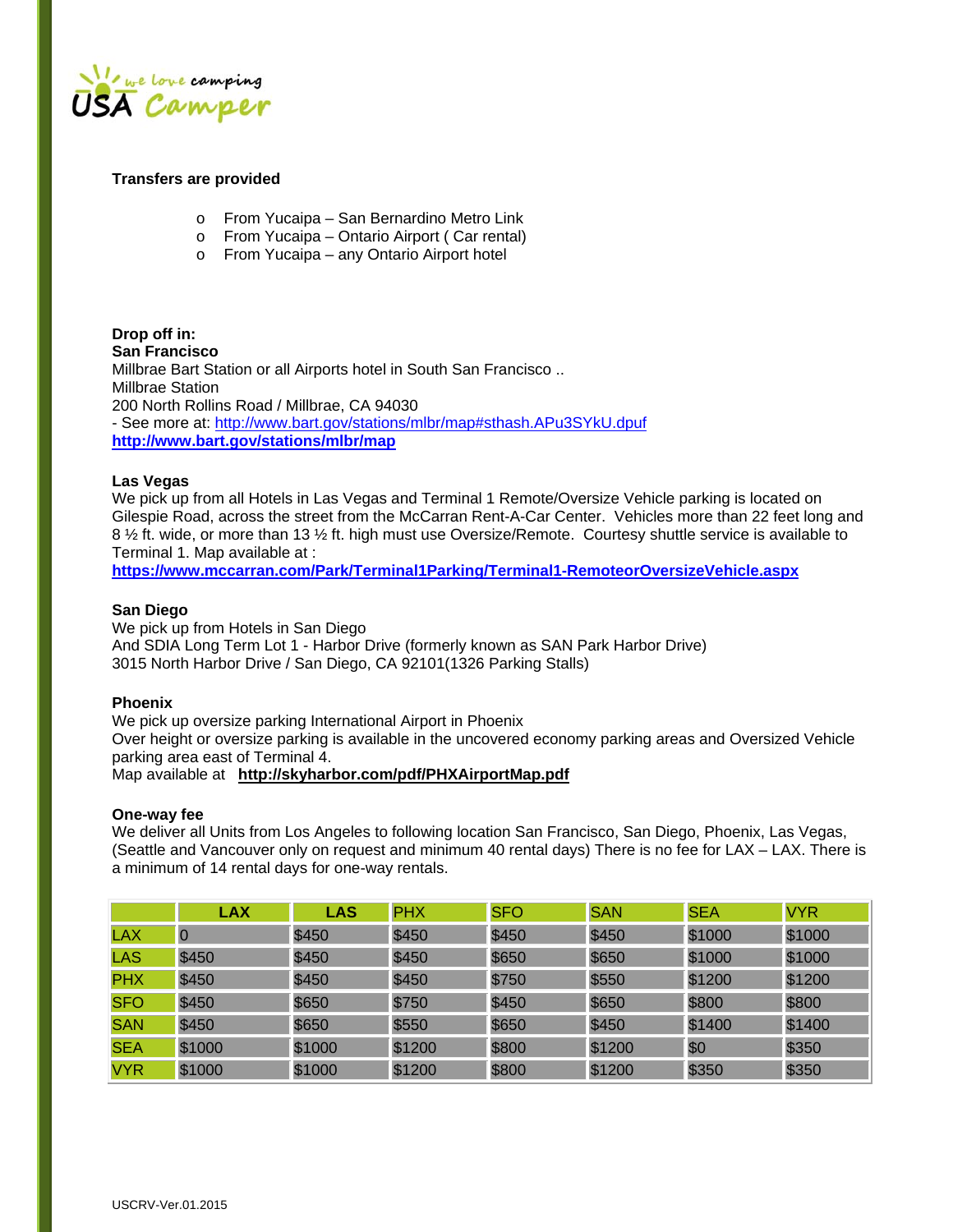**Transfers are provided**

- From Yucaipa – San Bernardino Metro Link
- From Yucaipa – Ontario Airport ( Car rental)
- From Yucaipa – any Ontario Airport hotel

**Drop off in:**
**San Francisco**
Millbrae Bart Station or all Airports hotel in South San Francisco ..
Millbrae Station
200 North Rollins Road / Millbrae, CA 94030
- See more at: http://www.bart.gov/stations/mlbr/map#sthash.APu3SYkU.dpuf
**http://www.bart.gov/stations/mlbr/map**

**Las Vegas**
We pick up from all Hotels in Las Vegas and Terminal 1 Remote/Oversize Vehicle parking is located on Gilespie Road, across the street from the McCarran Rent-A-Car Center. Vehicles more than 22 feet long and 8 ½ ft. wide, or more than 13 ½ ft. high must use Oversize/Remote. Courtesy shuttle service is available to Terminal 1. Map available at :
**https://www.mccarran.com/Park/Terminal1Parking/Terminal1-RemoteorOversizeVehicle.aspx**

**San Diego**
We pick up from Hotels in San Diego
And SDIA Long Term Lot 1 - Harbor Drive (formerly known as SAN Park Harbor Drive)
3015 North Harbor Drive / San Diego, CA 92101(1326 Parking Stalls)

**Phoenix**
We pick up oversize parking International Airport in Phoenix
Over height or oversize parking is available in the uncovered economy parking areas and Oversized Vehicle parking area east of Terminal 4.
Map available at **http://skyharbor.com/pdf/PHXAirportMap.pdf**

**One-way fee**
We deliver all Units from Los Angeles to following location San Francisco, San Diego, Phoenix, Las Vegas, (Seattle and Vancouver only on request and minimum 40 rental days) There is no fee for LAX – LAX. There is a minimum of 14 rental days for one-way rentals.

| | LAX | LAS | PHX | SFO | SAN | SEA | VYR |
|---|---|---|---|---|---|---|---|
| LAX | 0 | $450 | $450 | $450 | $450 | $1000 | $1000 |
| LAS | $450 | $450 | $450 | $650 | $650 | $1000 | $1000 |
| PHX | $450 | $450 | $450 | $750 | $550 | $1200 | $1200 |
| SFO | $450 | $650 | $750 | $450 | $650 | $800 | $800 |
| SAN | $450 | $650 | $550 | $650 | $450 | $1400 | $1400 |
| SEA | $1000 | $1000 | $1200 | $800 | $1200 | $0 | $350 |
| VYR | $1000 | $1000 | $1200 | $800 | $1200 | $350 | $350 |

USCRV-Ver.01.2015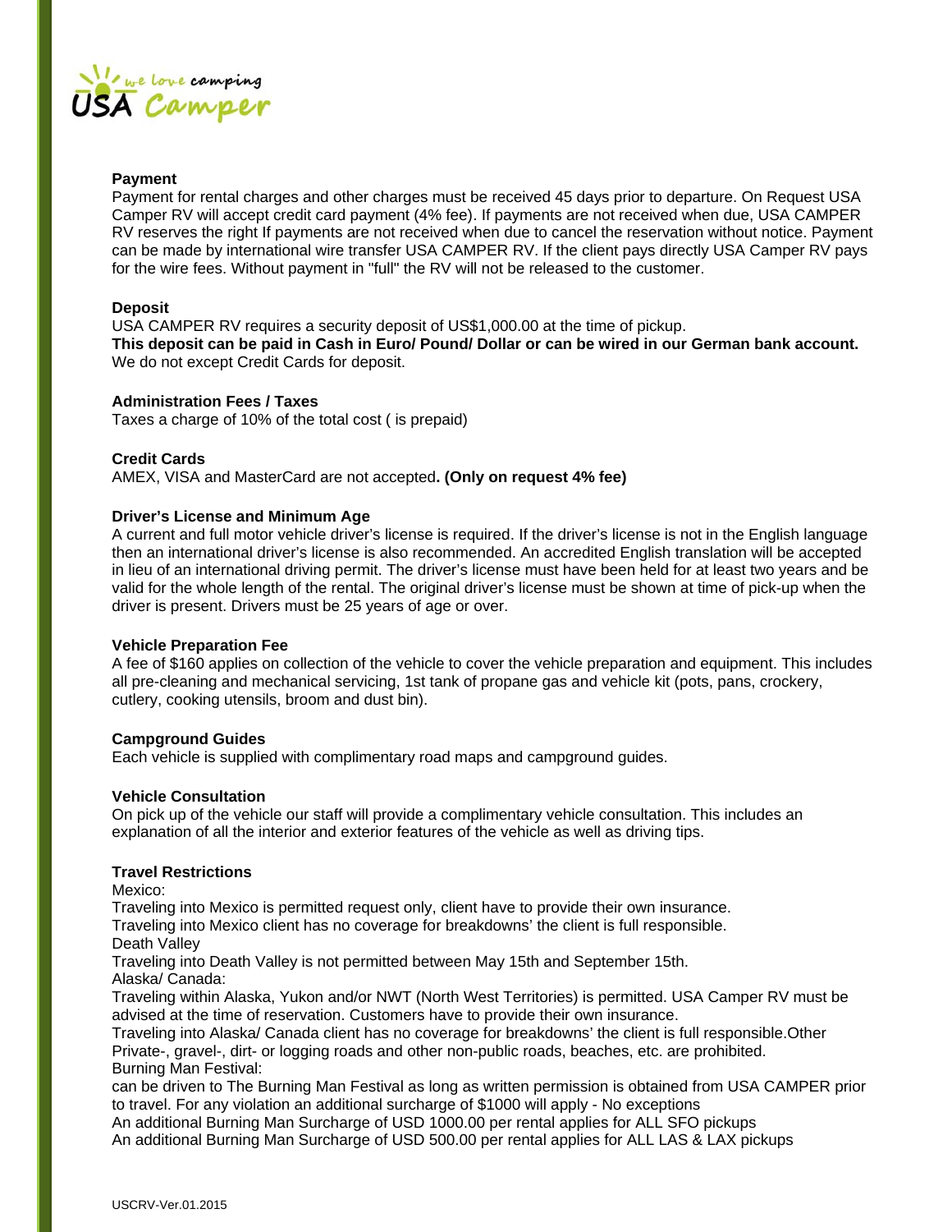### Payment

Payment for rental charges and other charges must be received 45 days prior to departure. On Request USA Camper RV will accept credit card payment (4% fee). If payments are not received when due, USA CAMPER RV reserves the right If payments are not received when due to cancel the reservation without notice. Payment can be made by international wire transfer USA CAMPER RV. If the client pays directly USA Camper RV pays for the wire fees. Without payment in "full" the RV will not be released to the customer.

### Deposit

USA CAMPER RV requires a security deposit of US$1,000.00 at the time of pickup.
**This deposit can be paid in Cash in Euro/ Pound/ Dollar or can be wired in our German bank account.**
We do not except Credit Cards for deposit.

### Administration Fees / Taxes

Taxes a charge of 10% of the total cost ( is prepaid)

### Credit Cards

AMEX, VISA and MasterCard are not accepted**. (Only on request 4% fee)**

### Driver's License and Minimum Age

A current and full motor vehicle driver's license is required. If the driver's license is not in the English language then an international driver's license is also recommended. An accredited English translation will be accepted in lieu of an international driving permit. The driver's license must have been held for at least two years and be valid for the whole length of the rental. The original driver's license must be shown at time of pick-up when the driver is present. Drivers must be 25 years of age or over.

### Vehicle Preparation Fee

A fee of $160 applies on collection of the vehicle to cover the vehicle preparation and equipment. This includes all pre-cleaning and mechanical servicing, 1st tank of propane gas and vehicle kit (pots, pans, crockery, cutlery, cooking utensils, broom and dust bin).

### Campground Guides

Each vehicle is supplied with complimentary road maps and campground guides.

### Vehicle Consultation

On pick up of the vehicle our staff will provide a complimentary vehicle consultation. This includes an explanation of all the interior and exterior features of the vehicle as well as driving tips.

### Travel Restrictions

Mexico:
Traveling into Mexico is permitted request only, client have to provide their own insurance.
Traveling into Mexico client has no coverage for breakdowns' the client is full responsible.
Death Valley
Traveling into Death Valley is not permitted between May 15th and September 15th.
Alaska/ Canada:
Traveling within Alaska, Yukon and/or NWT (North West Territories) is permitted. USA Camper RV must be advised at the time of reservation. Customers have to provide their own insurance.
Traveling into Alaska/ Canada client has no coverage for breakdowns' the client is full responsible.Other
Private-, gravel-, dirt- or logging roads and other non-public roads, beaches, etc. are prohibited.
Burning Man Festival:
can be driven to The Burning Man Festival as long as written permission is obtained from USA CAMPER prior to travel. For any violation an additional surcharge of $1000 will apply - No exceptions
An additional Burning Man Surcharge of USD 1000.00 per rental applies for ALL SFO pickups
An additional Burning Man Surcharge of USD 500.00 per rental applies for ALL LAS & LAX pickups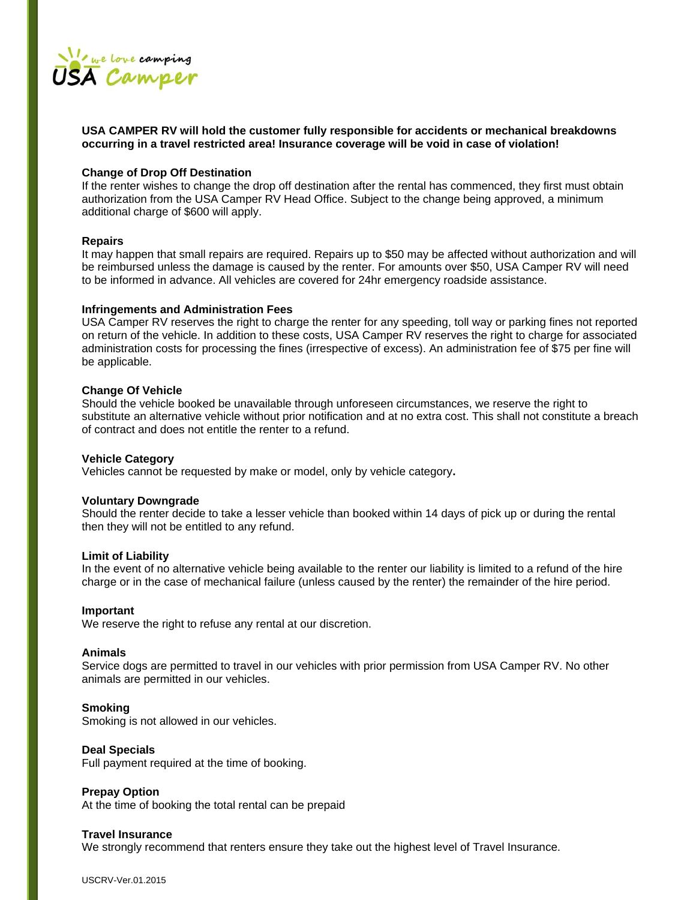**USA CAMPER RV will hold the customer fully responsible for accidents or mechanical breakdowns occurring in a travel restricted area! Insurance coverage will be void in case of violation!**

**Change of Drop Off Destination**

If the renter wishes to change the drop off destination after the rental has commenced, they first must obtain authorization from the USA Camper RV Head Office. Subject to the change being approved, a minimum additional charge of $600 will apply.

**Repairs**

It may happen that small repairs are required. Repairs up to $50 may be affected without authorization and will be reimbursed unless the damage is caused by the renter. For amounts over $50, USA Camper RV will need to be informed in advance. All vehicles are covered for 24hr emergency roadside assistance.

**Infringements and Administration Fees**

USA Camper RV reserves the right to charge the renter for any speeding, toll way or parking fines not reported on return of the vehicle. In addition to these costs, USA Camper RV reserves the right to charge for associated administration costs for processing the fines (irrespective of excess). An administration fee of $75 per fine will be applicable.

**Change Of Vehicle**

Should the vehicle booked be unavailable through unforeseen circumstances, we reserve the right to substitute an alternative vehicle without prior notification and at no extra cost. This shall not constitute a breach of contract and does not entitle the renter to a refund.

**Vehicle Category**

Vehicles cannot be requested by make or model, only by vehicle category**.**

**Voluntary Downgrade**

Should the renter decide to take a lesser vehicle than booked within 14 days of pick up or during the rental then they will not be entitled to any refund.

**Limit of Liability**

In the event of no alternative vehicle being available to the renter our liability is limited to a refund of the hire charge or in the case of mechanical failure (unless caused by the renter) the remainder of the hire period.

**Important**

We reserve the right to refuse any rental at our discretion.

**Animals**

Service dogs are permitted to travel in our vehicles with prior permission from USA Camper RV. No other animals are permitted in our vehicles.

**Smoking**

Smoking is not allowed in our vehicles.

**Deal Specials**

Full payment required at the time of booking.

**Prepay Option**

At the time of booking the total rental can be prepaid

**Travel Insurance**

We strongly recommend that renters ensure they take out the highest level of Travel Insurance.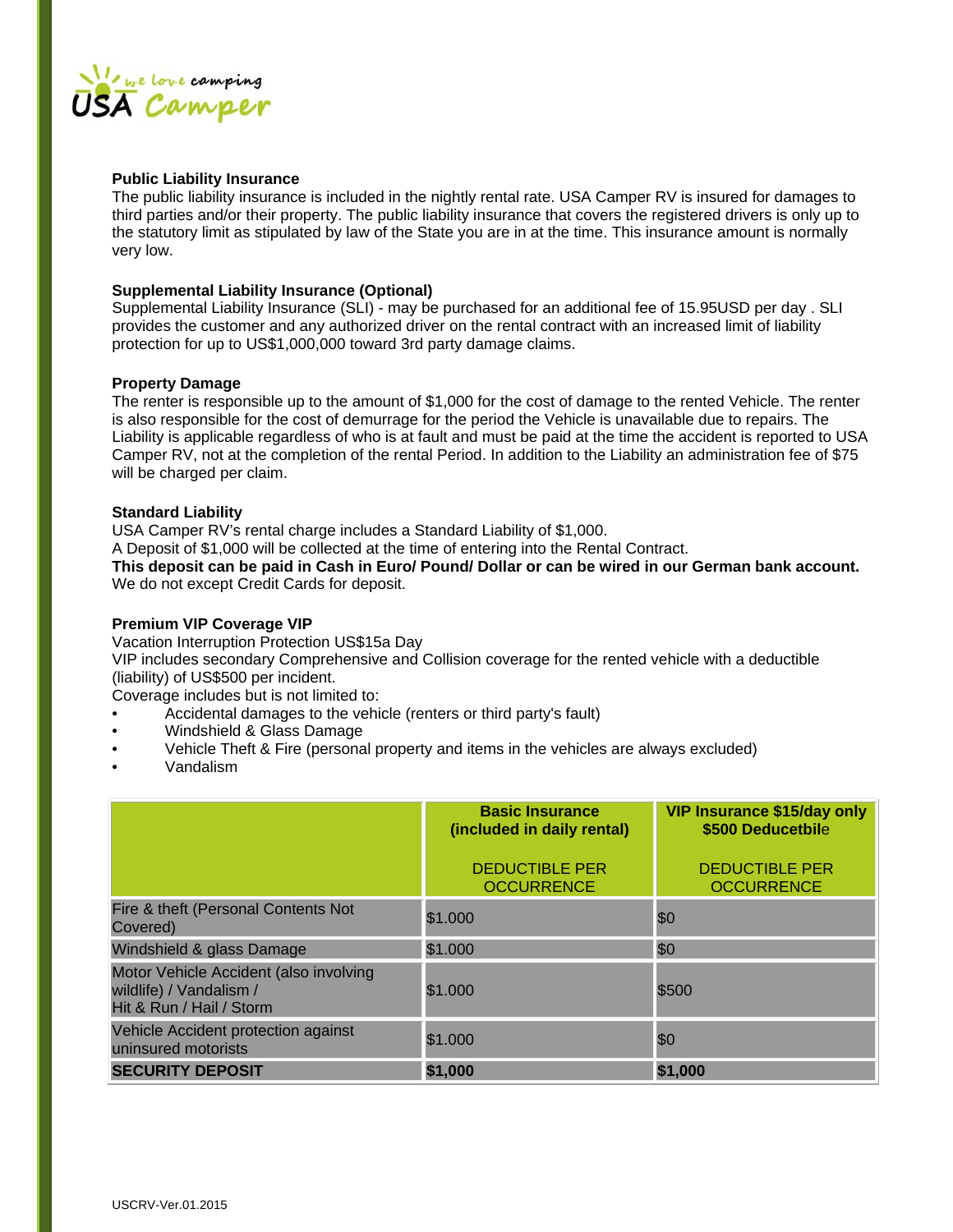### Public Liability Insurance

The public liability insurance is included in the nightly rental rate. USA Camper RV is insured for damages to third parties and/or their property. The public liability insurance that covers the registered drivers is only up to the statutory limit as stipulated by law of the State you are in at the time. This insurance amount is normally very low.

### Supplemental Liability Insurance (Optional)

Supplemental Liability Insurance (SLI) - may be purchased for an additional fee of 15.95USD per day . SLI provides the customer and any authorized driver on the rental contract with an increased limit of liability protection for up to US$1,000,000 toward 3rd party damage claims.

### Property Damage

The renter is responsible up to the amount of $1,000 for the cost of damage to the rented Vehicle. The renter is also responsible for the cost of demurrage for the period the Vehicle is unavailable due to repairs. The Liability is applicable regardless of who is at fault and must be paid at the time the accident is reported to USA Camper RV, not at the completion of the rental Period. In addition to the Liability an administration fee of $75 will be charged per claim.

### Standard Liability

USA Camper RV's rental charge includes a Standard Liability of $1,000.
A Deposit of $1,000 will be collected at the time of entering into the Rental Contract.
**This deposit can be paid in Cash in Euro/ Pound/ Dollar or can be wired in our German bank account.**
We do not except Credit Cards for deposit.

### Premium VIP Coverage VIP

Vacation Interruption Protection US$15a Day
VIP includes secondary Comprehensive and Collision coverage for the rented vehicle with a deductible (liability) of US$500 per incident.
Coverage includes but is not limited to:

- Accidental damages to the vehicle (renters or third party's fault)
- Windshield & Glass Damage
- Vehicle Theft & Fire (personal property and items in the vehicles are always excluded)
- Vandalism

| | **Basic Insurance (included in daily rental)** DEDUCTIBLE PER OCCURRENCE | **VIP Insurance $15/day only $500 Deducetbile** DEDUCTIBLE PER OCCURRENCE |
|---|---|---|
| Fire & theft (Personal Contents Not Covered) | $1.000 | $0 |
| Windshield & glass Damage | $1.000 | $0 |
| Motor Vehicle Accident (also involving wildlife) / Vandalism / Hit & Run / Hail / Storm | $1.000 | $500 |
| Vehicle Accident protection against uninsured motorists | $1.000 | $0 |
| **SECURITY DEPOSIT** | **$1,000** | **$1,000** |

USCRV-Ver.01.2015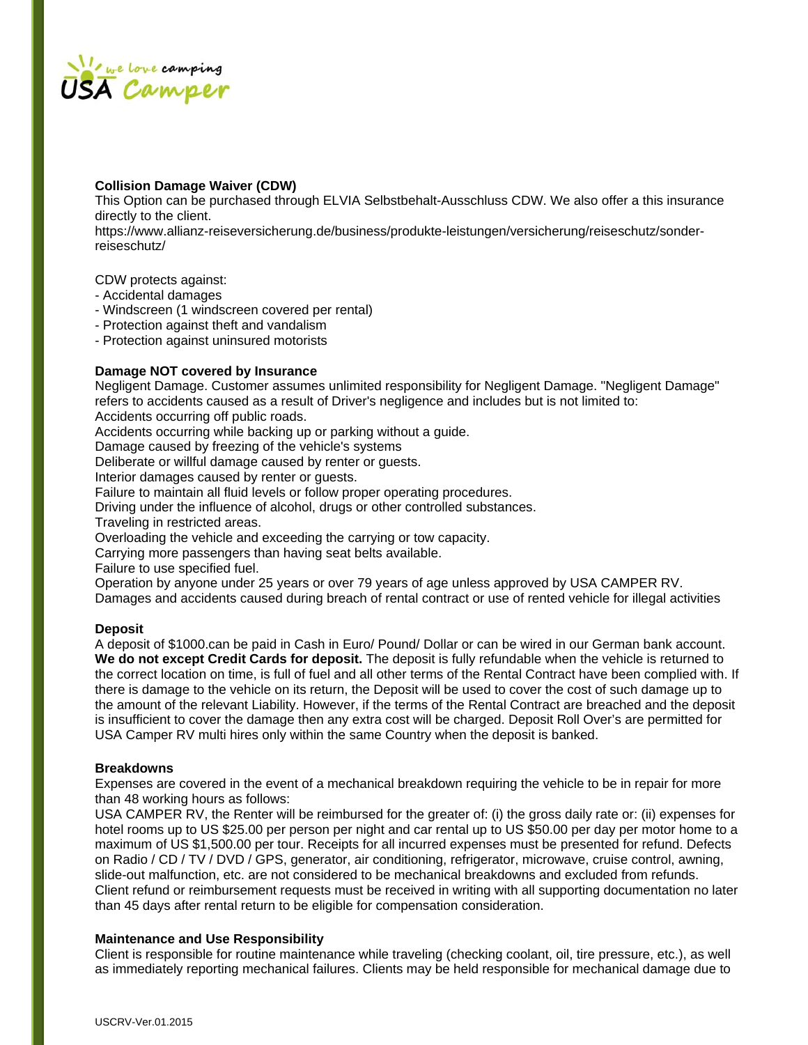**Collision Damage Waiver (CDW)**

This Option can be purchased through ELVIA Selbstbehalt-Ausschluss CDW. We also offer a this insurance directly to the client.
https://www.allianz-reiseversicherung.de/business/produkte-leistungen/versicherung/reiseschutz/sonder-reiseschutz/

CDW protects against:

- Accidental damages
- Windscreen (1 windscreen covered per rental)
- Protection against theft and vandalism
- Protection against uninsured motorists

**Damage NOT covered by Insurance**

Negligent Damage. Customer assumes unlimited responsibility for Negligent Damage. "Negligent Damage" refers to accidents caused as a result of Driver's negligence and includes but is not limited to:
Accidents occurring off public roads.
Accidents occurring while backing up or parking without a guide.
Damage caused by freezing of the vehicle's systems
Deliberate or willful damage caused by renter or guests.
Interior damages caused by renter or guests.
Failure to maintain all fluid levels or follow proper operating procedures.
Driving under the influence of alcohol, drugs or other controlled substances.
Traveling in restricted areas.
Overloading the vehicle and exceeding the carrying or tow capacity.
Carrying more passengers than having seat belts available.
Failure to use specified fuel.
Operation by anyone under 25 years or over 79 years of age unless approved by USA CAMPER RV.
Damages and accidents caused during breach of rental contract or use of rented vehicle for illegal activities

**Deposit**

A deposit of $1000.can be paid in Cash in Euro/ Pound/ Dollar or can be wired in our German bank account. **We do not except Credit Cards for deposit.** The deposit is fully refundable when the vehicle is returned to the correct location on time, is full of fuel and all other terms of the Rental Contract have been complied with. If there is damage to the vehicle on its return, the Deposit will be used to cover the cost of such damage up to the amount of the relevant Liability. However, if the terms of the Rental Contract are breached and the deposit is insufficient to cover the damage then any extra cost will be charged. Deposit Roll Over's are permitted for USA Camper RV multi hires only within the same Country when the deposit is banked.

**Breakdowns**

Expenses are covered in the event of a mechanical breakdown requiring the vehicle to be in repair for more than 48 working hours as follows:
USA CAMPER RV, the Renter will be reimbursed for the greater of: (i) the gross daily rate or: (ii) expenses for hotel rooms up to US $25.00 per person per night and car rental up to US $50.00 per day per motor home to a maximum of US $1,500.00 per tour. Receipts for all incurred expenses must be presented for refund. Defects on Radio / CD / TV / DVD / GPS, generator, air conditioning, refrigerator, microwave, cruise control, awning, slide-out malfunction, etc. are not considered to be mechanical breakdowns and excluded from refunds.
Client refund or reimbursement requests must be received in writing with all supporting documentation no later than 45 days after rental return to be eligible for compensation consideration.

**Maintenance and Use Responsibility**

Client is responsible for routine maintenance while traveling (checking coolant, oil, tire pressure, etc.), as well as immediately reporting mechanical failures. Clients may be held responsible for mechanical damage due to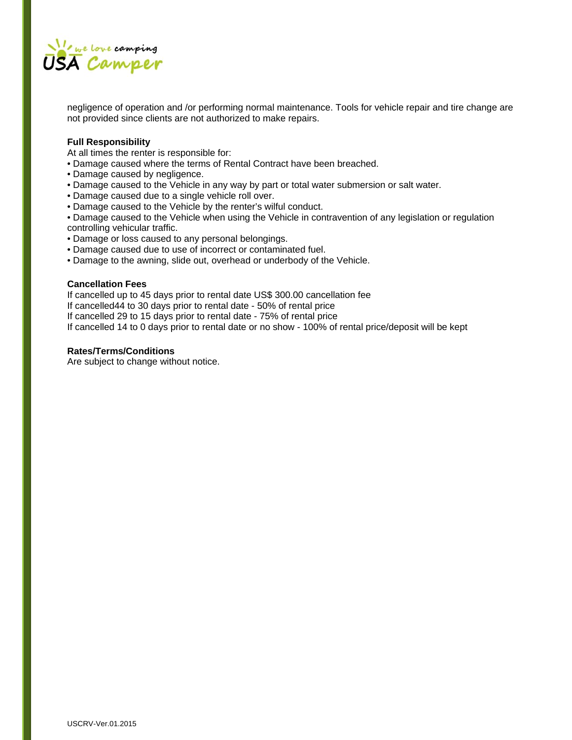negligence of operation and /or performing normal maintenance. Tools for vehicle repair and tire change are not provided since clients are not authorized to make repairs.

**Full Responsibility**

At all times the renter is responsible for:

- Damage caused where the terms of Rental Contract have been breached.
- Damage caused by negligence.
- Damage caused to the Vehicle in any way by part or total water submersion or salt water.
- Damage caused due to a single vehicle roll over.
- Damage caused to the Vehicle by the renter's wilful conduct.
- Damage caused to the Vehicle when using the Vehicle in contravention of any legislation or regulation controlling vehicular traffic.
- Damage or loss caused to any personal belongings.
- Damage caused due to use of incorrect or contaminated fuel.
- Damage to the awning, slide out, overhead or underbody of the Vehicle.

**Cancellation Fees**

If cancelled up to 45 days prior to rental date US$ 300.00 cancellation fee
If cancelled44 to 30 days prior to rental date - 50% of rental price
If cancelled 29 to 15 days prior to rental date - 75% of rental price
If cancelled 14 to 0 days prior to rental date or no show - 100% of rental price/deposit will be kept

**Rates/Terms/Conditions**

Are subject to change without notice.

USCRV-Ver.01.2015